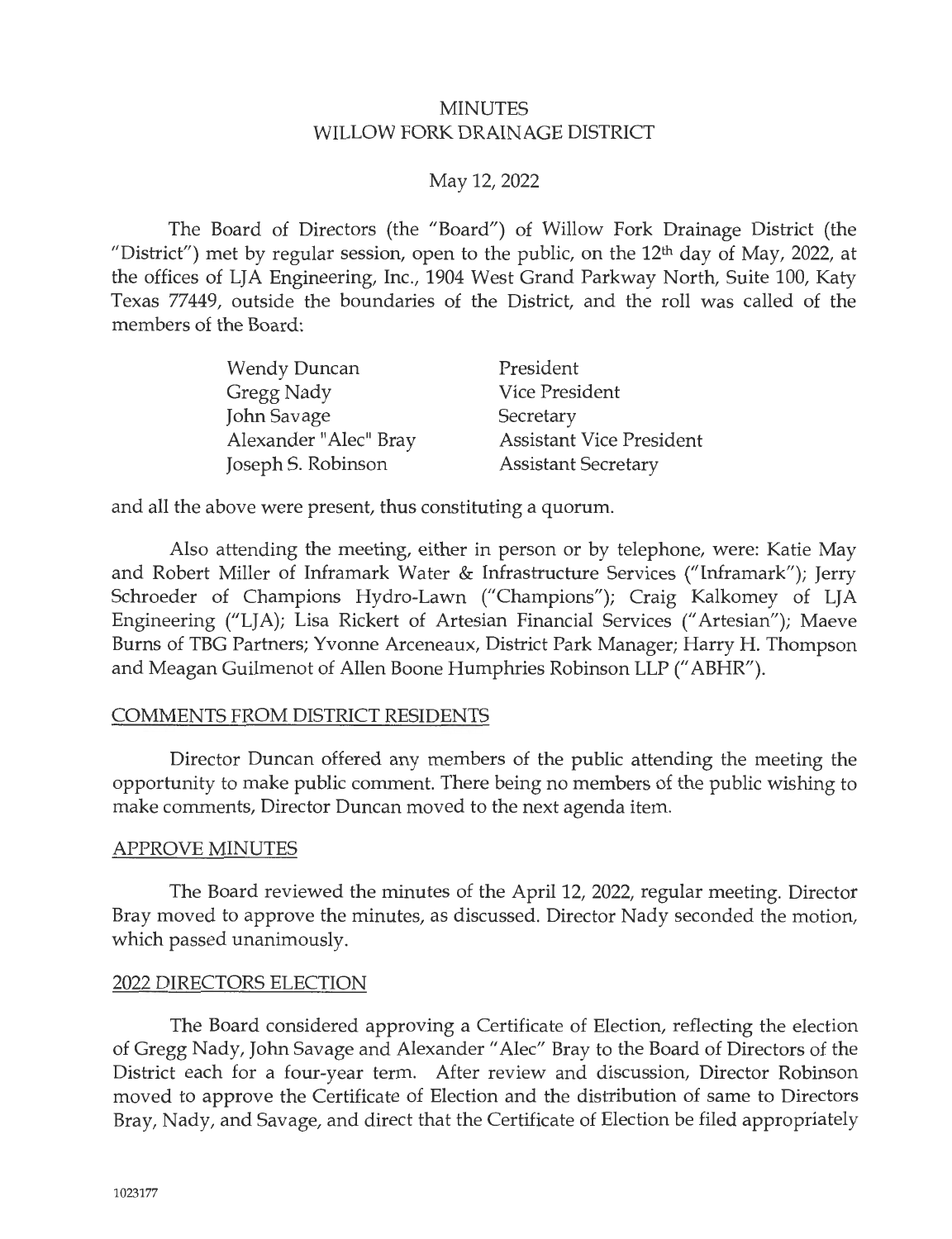# MINUTES
# WILLOW FORK DRAINAGE DISTRICT

May 12, 2022

The Board of Directors (the "Board") of Willow Fork Drainage District (the "District") met by regular session, open to the public, on the 12th day of May, 2022, at the offices of LJA Engineering, Inc., 1904 West Grand Parkway North, Suite 100, Katy Texas 77449, outside the boundaries of the District, and the roll was called of the members of the Board:

| | |
|---|---|
| Wendy Duncan | President |
| Gregg Nady | Vice President |
| John Savage | Secretary |
| Alexander "Alec" Bray | Assistant Vice President |
| Joseph S. Robinson | Assistant Secretary |

and all the above were present, thus constituting a quorum.

Also attending the meeting, either in person or by telephone, were: Katie May and Robert Miller of Inframark Water & Infrastructure Services ("Inframark"); Jerry Schroeder of Champions Hydro-Lawn ("Champions"); Craig Kalkomey of LJA Engineering ("LJA); Lisa Rickert of Artesian Financial Services ("Artesian"); Maeve Burns of TBG Partners; Yvonne Arceneaux, District Park Manager; Harry H. Thompson and Meagan Guilmenot of Allen Boone Humphries Robinson LLP ("ABHR").

## COMMENTS FROM DISTRICT RESIDENTS

Director Duncan offered any members of the public attending the meeting the opportunity to make public comment. There being no members of the public wishing to make comments, Director Duncan moved to the next agenda item.

## APPROVE MINUTES

The Board reviewed the minutes of the April 12, 2022, regular meeting. Director Bray moved to approve the minutes, as discussed. Director Nady seconded the motion, which passed unanimously.

## 2022 DIRECTORS ELECTION

The Board considered approving a Certificate of Election, reflecting the election of Gregg Nady, John Savage and Alexander "Alec" Bray to the Board of Directors of the District each for a four-year term. After review and discussion, Director Robinson moved to approve the Certificate of Election and the distribution of same to Directors Bray, Nady, and Savage, and direct that the Certificate of Election be filed appropriately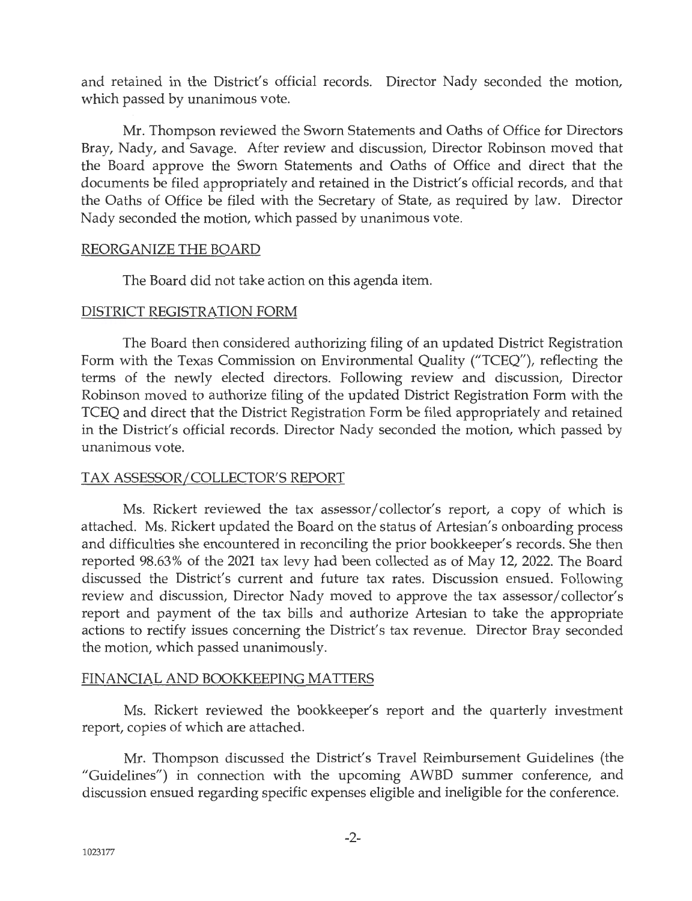and retained in the District's official records. Director Nady seconded the motion, which passed by unanimous vote.

Mr. Thompson reviewed the Sworn Statements and Oaths of Office for Directors Bray, Nady, and Savage. After review and discussion, Director Robinson moved that the Board approve the Sworn Statements and Oaths of Office and direct that the documents be filed appropriately and retained in the District's official records, and that the Oaths of Office be filed with the Secretary of State, as required by law. Director Nady seconded the motion, which passed by unanimous vote.

## REORGANIZE THE BOARD

The Board did not take action on this agenda item.

## DISTRICT REGISTRATION FORM

The Board then considered authorizing filing of an updated District Registration Form with the Texas Commission on Environmental Quality ("TCEQ"), reflecting the terms of the newly elected directors. Following review and discussion, Director Robinson moved to authorize filing of the updated District Registration Form with the TCEQ and direct that the District Registration Form be filed appropriately and retained in the District's official records. Director Nady seconded the motion, which passed by unanimous vote.

## TAX ASSESSOR/COLLECTOR'S REPORT

Ms. Rickert reviewed the tax assessor/collector's report, a copy of which is attached. Ms. Rickert updated the Board on the status of Artesian's onboarding process and difficulties she encountered in reconciling the prior bookkeeper's records. She then reported 98.63% of the 2021 tax levy had been collected as of May 12, 2022. The Board discussed the District's current and future tax rates. Discussion ensued. Following review and discussion, Director Nady moved to approve the tax assessor/collector's report and payment of the tax bills and authorize Artesian to take the appropriate actions to rectify issues concerning the District's tax revenue. Director Bray seconded the motion, which passed unanimously.

## FINANCIAL AND BOOKKEEPING MATTERS

Ms. Rickert reviewed the bookkeeper's report and the quarterly investment report, copies of which are attached.

Mr. Thompson discussed the District's Travel Reimbursement Guidelines (the "Guidelines") in connection with the upcoming AWBD summer conference, and discussion ensued regarding specific expenses eligible and ineligible for the conference.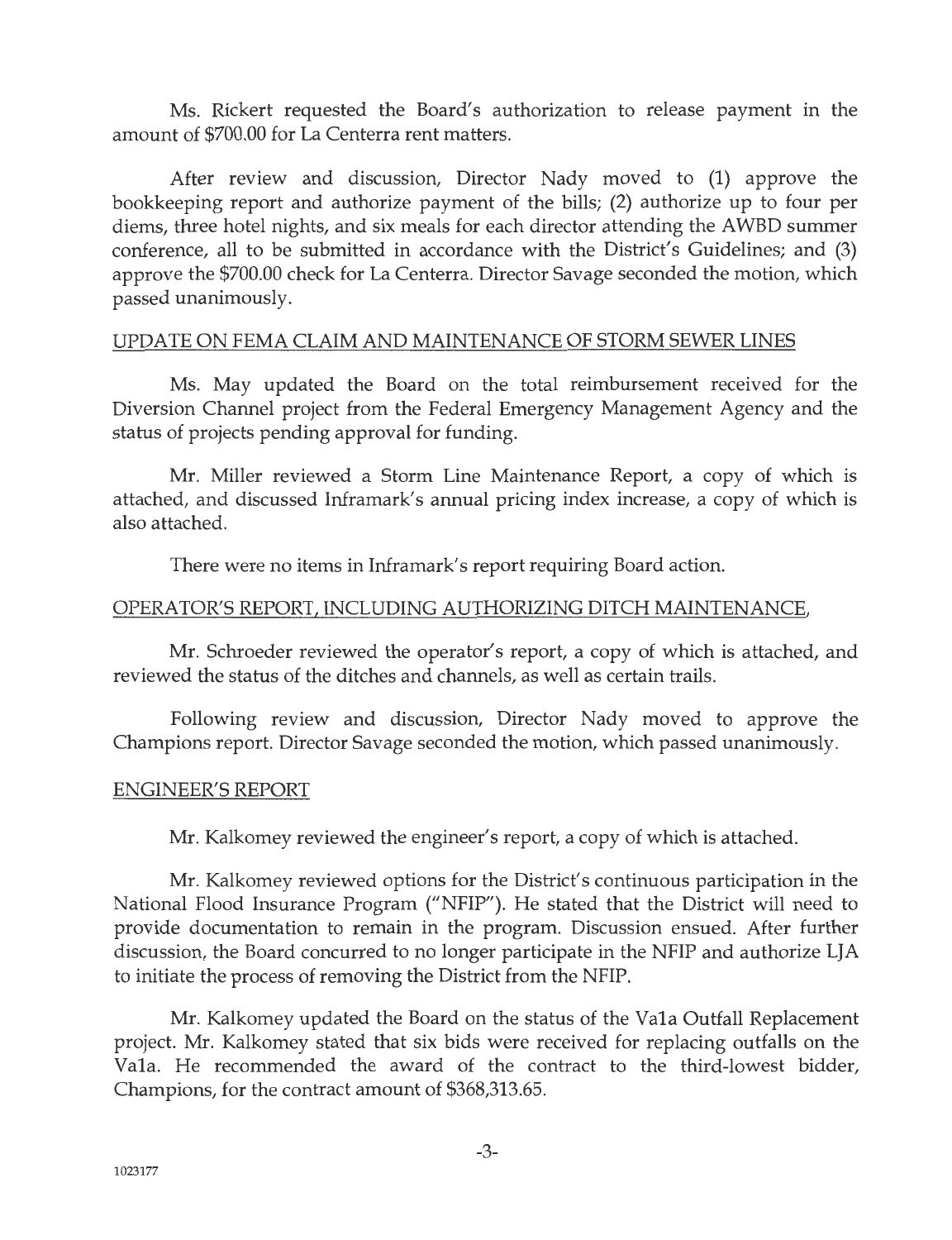Ms. Rickert requested the Board's authorization to release payment in the amount of $700.00 for La Centerra rent matters.

After review and discussion, Director Nady moved to (1) approve the bookkeeping report and authorize payment of the bills; (2) authorize up to four per diems, three hotel nights, and six meals for each director attending the AWBD summer conference, all to be submitted in accordance with the District's Guidelines; and (3) approve the $700.00 check for La Centerra. Director Savage seconded the motion, which passed unanimously.

## UPDATE ON FEMA CLAIM AND MAINTENANCE OF STORM SEWER LINES

Ms. May updated the Board on the total reimbursement received for the Diversion Channel project from the Federal Emergency Management Agency and the status of projects pending approval for funding.

Mr. Miller reviewed a Storm Line Maintenance Report, a copy of which is attached, and discussed Inframark's annual pricing index increase, a copy of which is also attached.

There were no items in Inframark's report requiring Board action.

## OPERATOR'S REPORT, INCLUDING AUTHORIZING DITCH MAINTENANCE,

Mr. Schroeder reviewed the operator's report, a copy of which is attached, and reviewed the status of the ditches and channels, as well as certain trails.

Following review and discussion, Director Nady moved to approve the Champions report. Director Savage seconded the motion, which passed unanimously.

## ENGINEER'S REPORT

Mr. Kalkomey reviewed the engineer's report, a copy of which is attached.

Mr. Kalkomey reviewed options for the District's continuous participation in the National Flood Insurance Program ("NFIP"). He stated that the District will need to provide documentation to remain in the program. Discussion ensued. After further discussion, the Board concurred to no longer participate in the NFIP and authorize LJA to initiate the process of removing the District from the NFIP.

Mr. Kalkomey updated the Board on the status of the Va1a Outfall Replacement project. Mr. Kalkomey stated that six bids were received for replacing outfalls on the Va1a. He recommended the award of the contract to the third-lowest bidder, Champions, for the contract amount of $368,313.65.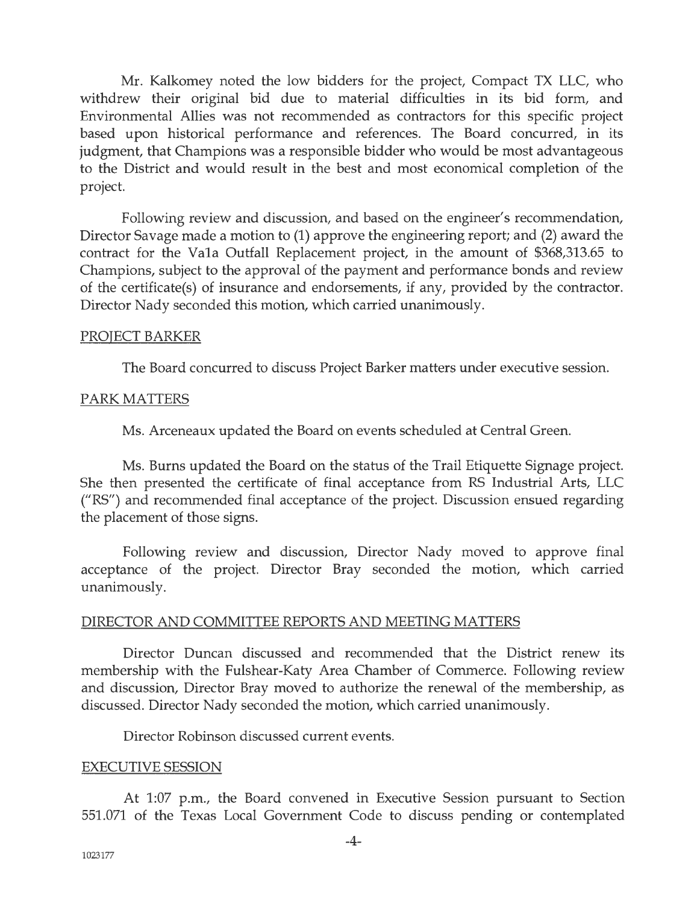Mr. Kalkomey noted the low bidders for the project, Compact TX LLC, who withdrew their original bid due to material difficulties in its bid form, and Environmental Allies was not recommended as contractors for this specific project based upon historical performance and references. The Board concurred, in its judgment, that Champions was a responsible bidder who would be most advantageous to the District and would result in the best and most economical completion of the project.

Following review and discussion, and based on the engineer's recommendation, Director Savage made a motion to (1) approve the engineering report; and (2) award the contract for the Va1a Outfall Replacement project, in the amount of $368,313.65 to Champions, subject to the approval of the payment and performance bonds and review of the certificate(s) of insurance and endorsements, if any, provided by the contractor. Director Nady seconded this motion, which carried unanimously.

## PROJECT BARKER

The Board concurred to discuss Project Barker matters under executive session.

## PARK MATTERS

Ms. Arceneaux updated the Board on events scheduled at Central Green.

Ms. Burns updated the Board on the status of the Trail Etiquette Signage project. She then presented the certificate of final acceptance from RS Industrial Arts, LLC ("RS") and recommended final acceptance of the project. Discussion ensued regarding the placement of those signs.

Following review and discussion, Director Nady moved to approve final acceptance of the project. Director Bray seconded the motion, which carried unanimously.

## DIRECTOR AND COMMITTEE REPORTS AND MEETING MATTERS

Director Duncan discussed and recommended that the District renew its membership with the Fulshear-Katy Area Chamber of Commerce. Following review and discussion, Director Bray moved to authorize the renewal of the membership, as discussed. Director Nady seconded the motion, which carried unanimously.

Director Robinson discussed current events.

## EXECUTIVE SESSION

At 1:07 p.m., the Board convened in Executive Session pursuant to Section 551.071 of the Texas Local Government Code to discuss pending or contemplated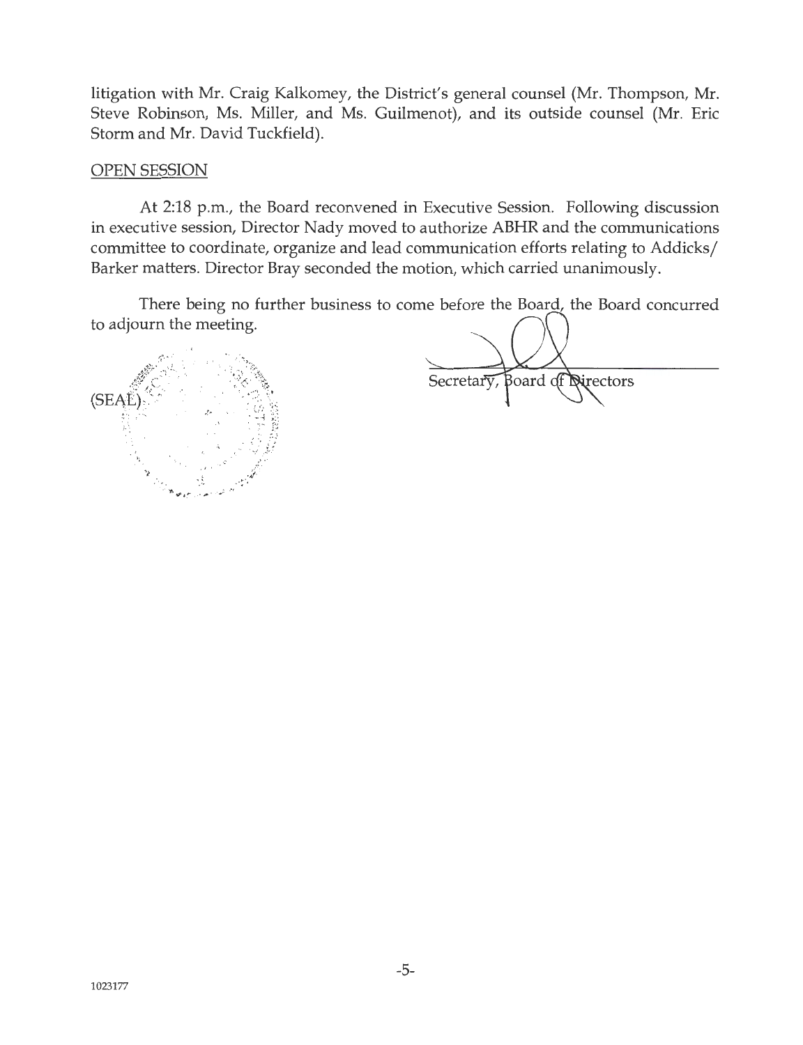litigation with Mr. Craig Kalkomey, the District's general counsel (Mr. Thompson, Mr. Steve Robinson, Ms. Miller, and Ms. Guilmenot), and its outside counsel (Mr. Eric Storm and Mr. David Tuckfield).

OPEN SESSION

At 2:18 p.m., the Board reconvened in Executive Session. Following discussion in executive session, Director Nady moved to authorize ABHR and the communications committee to coordinate, organize and lead communication efforts relating to Addicks/ Barker matters. Director Bray seconded the motion, which carried unanimously.

There being no further business to come before the Board, the Board concurred to adjourn the meeting.

(SEAL)

Secretary, Board of Directors

1023177